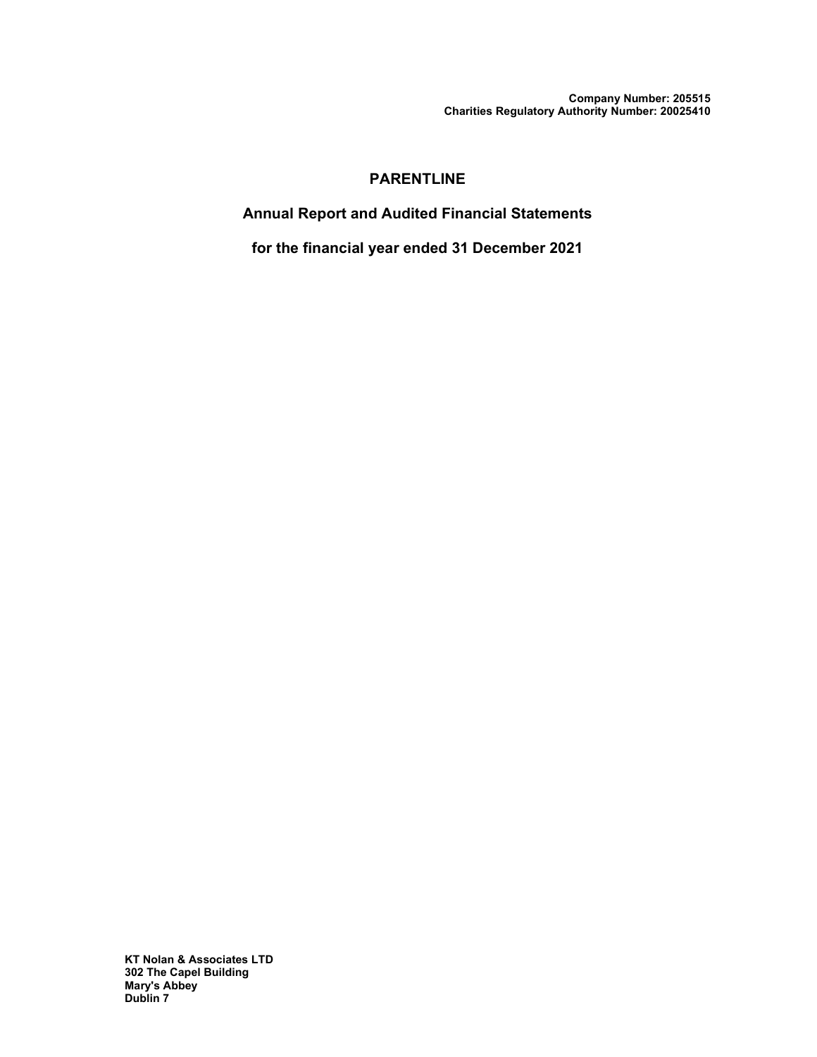**Company Number: 205515**
**Charities Regulatory Authority Number: 20025410**

# PARENTLINE

## Annual Report and Audited Financial Statements

## for the financial year ended 31 December 2021

**KT Nolan & Associates LTD**
**302 The Capel Building**
**Mary's Abbey**
**Dublin 7**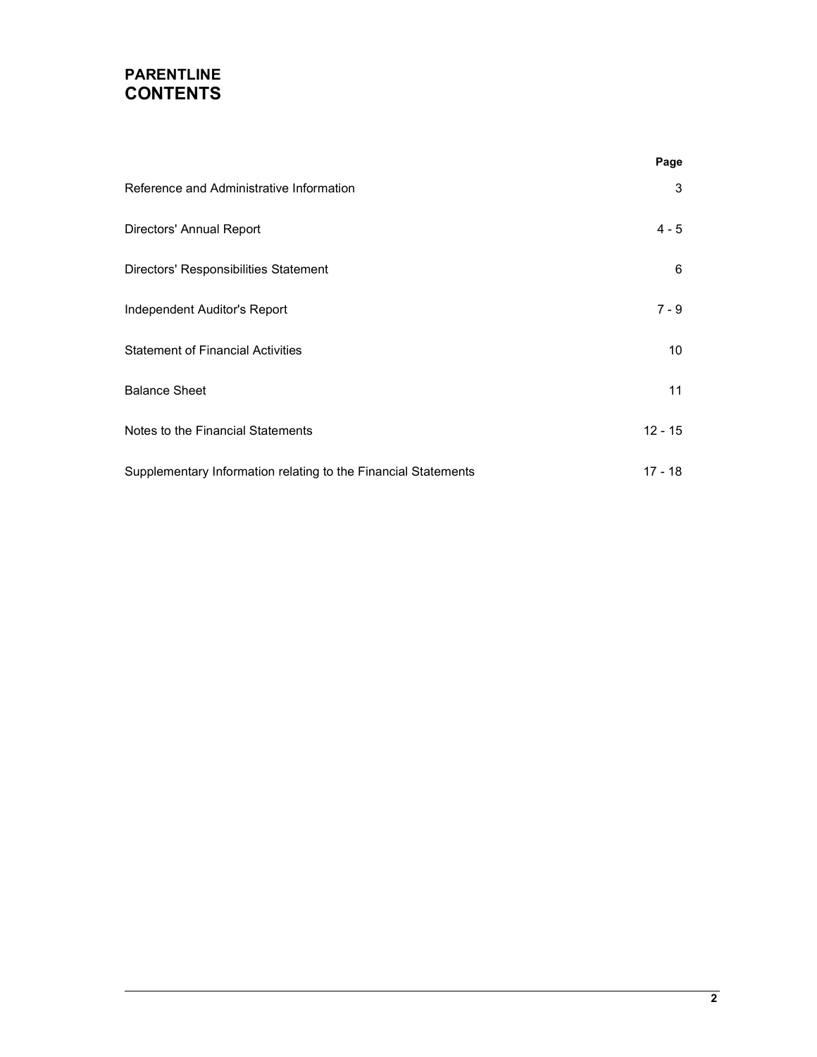# PARENTLINE
# CONTENTS

| | Page |
|---|---|
| Reference and Administrative Information | 3 |
| Directors' Annual Report | 4 - 5 |
| Directors' Responsibilities Statement | 6 |
| Independent Auditor's Report | 7 - 9 |
| Statement of Financial Activities | 10 |
| Balance Sheet | 11 |
| Notes to the Financial Statements | 12 - 15 |
| Supplementary Information relating to the Financial Statements | 17 - 18 |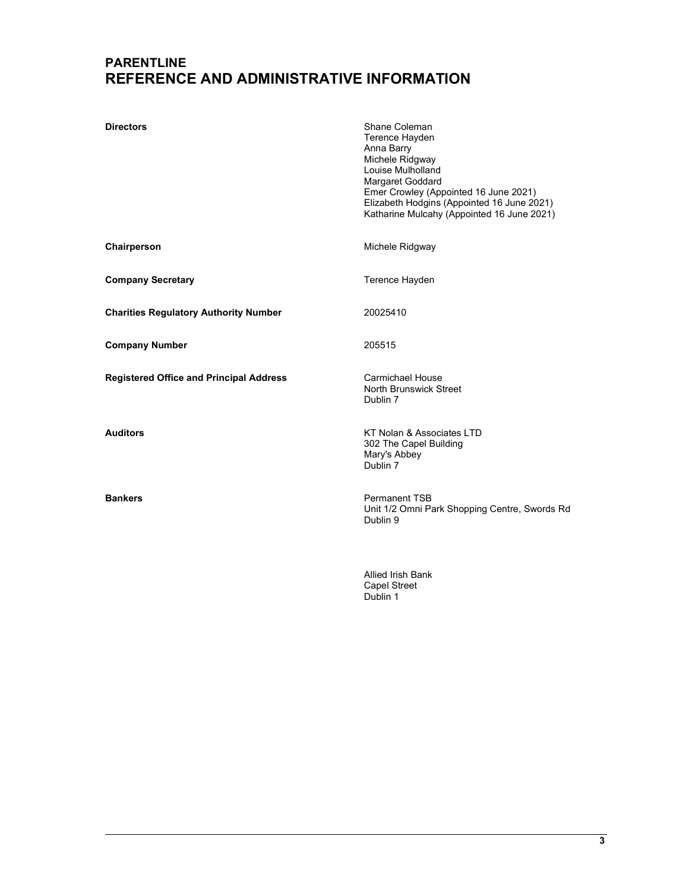# PARENTLINE
# REFERENCE AND ADMINISTRATIVE INFORMATION

| | |
|---|---|
| **Directors** | Shane Coleman<br>Terence Hayden<br>Anna Barry<br>Michele Ridgway<br>Louise Mulholland<br>Margaret Goddard<br>Emer Crowley (Appointed 16 June 2021)<br>Elizabeth Hodgins (Appointed 16 June 2021)<br>Katharine Mulcahy (Appointed 16 June 2021) |
| **Chairperson** | Michele Ridgway |
| **Company Secretary** | Terence Hayden |
| **Charities Regulatory Authority Number** | 20025410 |
| **Company Number** | 205515 |
| **Registered Office and Principal Address** | Carmichael House<br>North Brunswick Street<br>Dublin 7 |
| **Auditors** | KT Nolan & Associates LTD<br>302 The Capel Building<br>Mary's Abbey<br>Dublin 7 |
| **Bankers** | Permanent TSB<br>Unit 1/2 Omni Park Shopping Centre, Swords Rd<br>Dublin 9<br><br>Allied Irish Bank<br>Capel Street<br>Dublin 1 |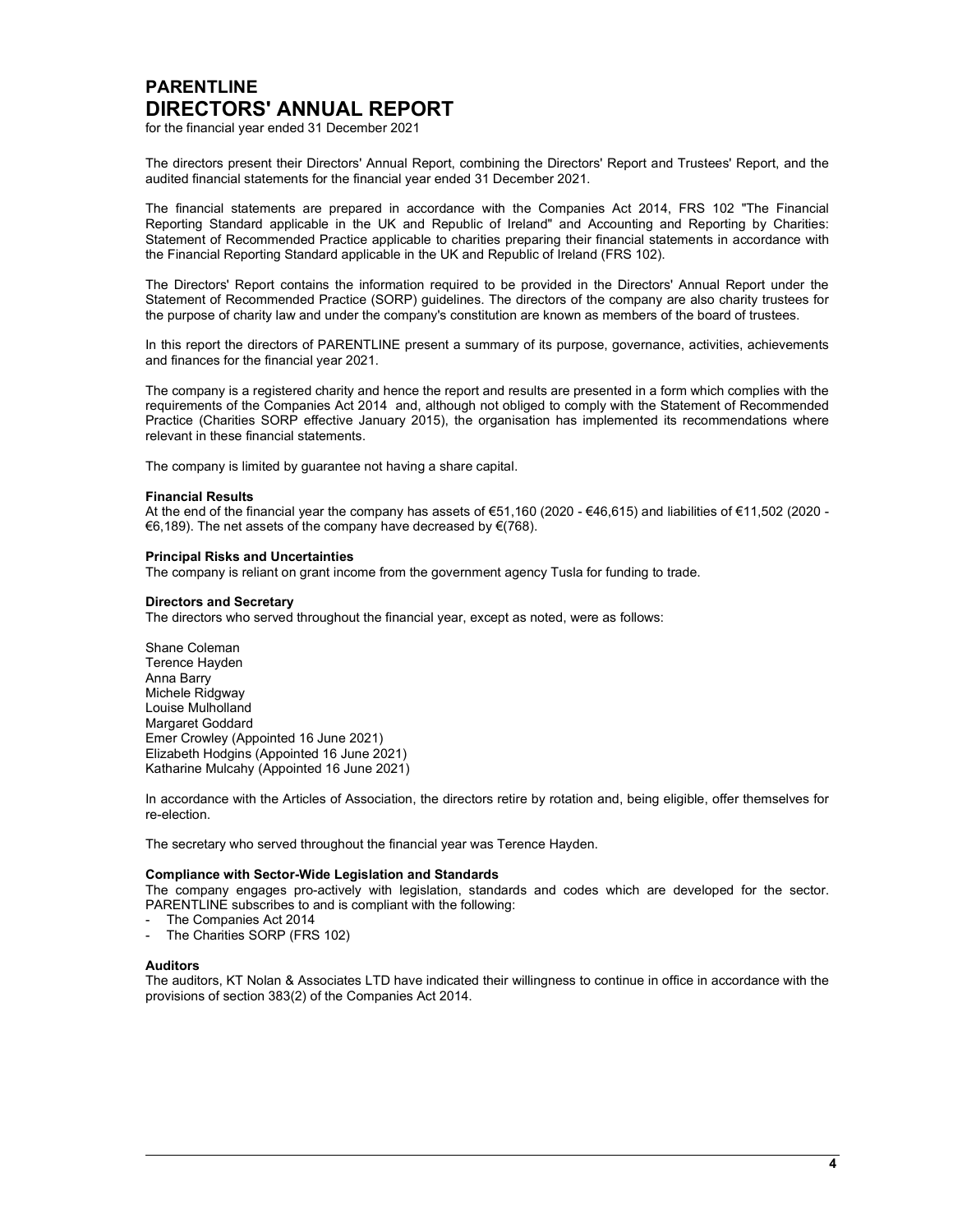# PARENTLINE
# DIRECTORS' ANNUAL REPORT

for the financial year ended 31 December 2021

The directors present their Directors' Annual Report, combining the Directors' Report and Trustees' Report, and the audited financial statements for the financial year ended 31 December 2021.

The financial statements are prepared in accordance with the Companies Act 2014, FRS 102 "The Financial Reporting Standard applicable in the UK and Republic of Ireland" and Accounting and Reporting by Charities: Statement of Recommended Practice applicable to charities preparing their financial statements in accordance with the Financial Reporting Standard applicable in the UK and Republic of Ireland (FRS 102).

The Directors' Report contains the information required to be provided in the Directors' Annual Report under the Statement of Recommended Practice (SORP) guidelines. The directors of the company are also charity trustees for the purpose of charity law and under the company's constitution are known as members of the board of trustees.

In this report the directors of PARENTLINE present a summary of its purpose, governance, activities, achievements and finances for the financial year 2021.

The company is a registered charity and hence the report and results are presented in a form which complies with the requirements of the Companies Act 2014 and, although not obliged to comply with the Statement of Recommended Practice (Charities SORP effective January 2015), the organisation has implemented its recommendations where relevant in these financial statements.

The company is limited by guarantee not having a share capital.

**Financial Results**

At the end of the financial year the company has assets of €51,160 (2020 - €46,615) and liabilities of €11,502 (2020 - €6,189). The net assets of the company have decreased by €(768).

**Principal Risks and Uncertainties**

The company is reliant on grant income from the government agency Tusla for funding to trade.

**Directors and Secretary**

The directors who served throughout the financial year, except as noted, were as follows:

Shane Coleman
Terence Hayden
Anna Barry
Michele Ridgway
Louise Mulholland
Margaret Goddard
Emer Crowley (Appointed 16 June 2021)
Elizabeth Hodgins (Appointed 16 June 2021)
Katharine Mulcahy (Appointed 16 June 2021)

In accordance with the Articles of Association, the directors retire by rotation and, being eligible, offer themselves for re-election.

The secretary who served throughout the financial year was Terence Hayden.

**Compliance with Sector-Wide Legislation and Standards**

The company engages pro-actively with legislation, standards and codes which are developed for the sector. PARENTLINE subscribes to and is compliant with the following:

- The Companies Act 2014
- The Charities SORP (FRS 102)

**Auditors**

The auditors, KT Nolan & Associates LTD have indicated their willingness to continue in office in accordance with the provisions of section 383(2) of the Companies Act 2014.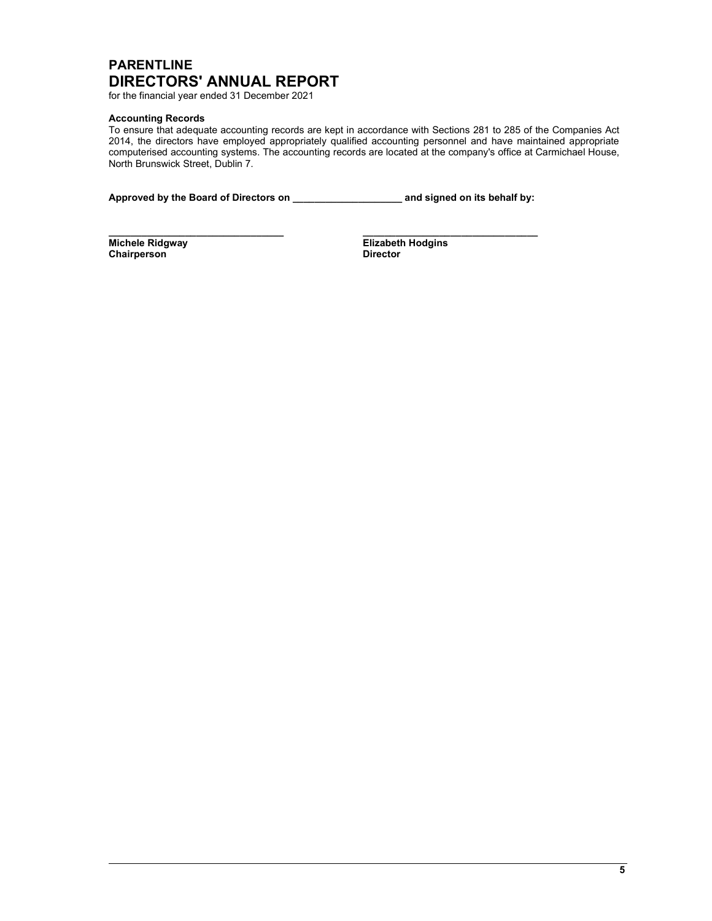# PARENTLINE
# DIRECTORS' ANNUAL REPORT

for the financial year ended 31 December 2021

**Accounting Records**

To ensure that adequate accounting records are kept in accordance with Sections 281 to 285 of the Companies Act 2014, the directors have employed appropriately qualified accounting personnel and have maintained appropriate computerised accounting systems. The accounting records are located at the company's office at Carmichael House, North Brunswick Street, Dublin 7.

**Approved by the Board of Directors on ____________________ and signed on its behalf by:**

| ________________________________ | ________________________________ |
|---|---|
| **Michele Ridgway** | **Elizabeth Hodgins** |
| **Chairperson** | **Director** |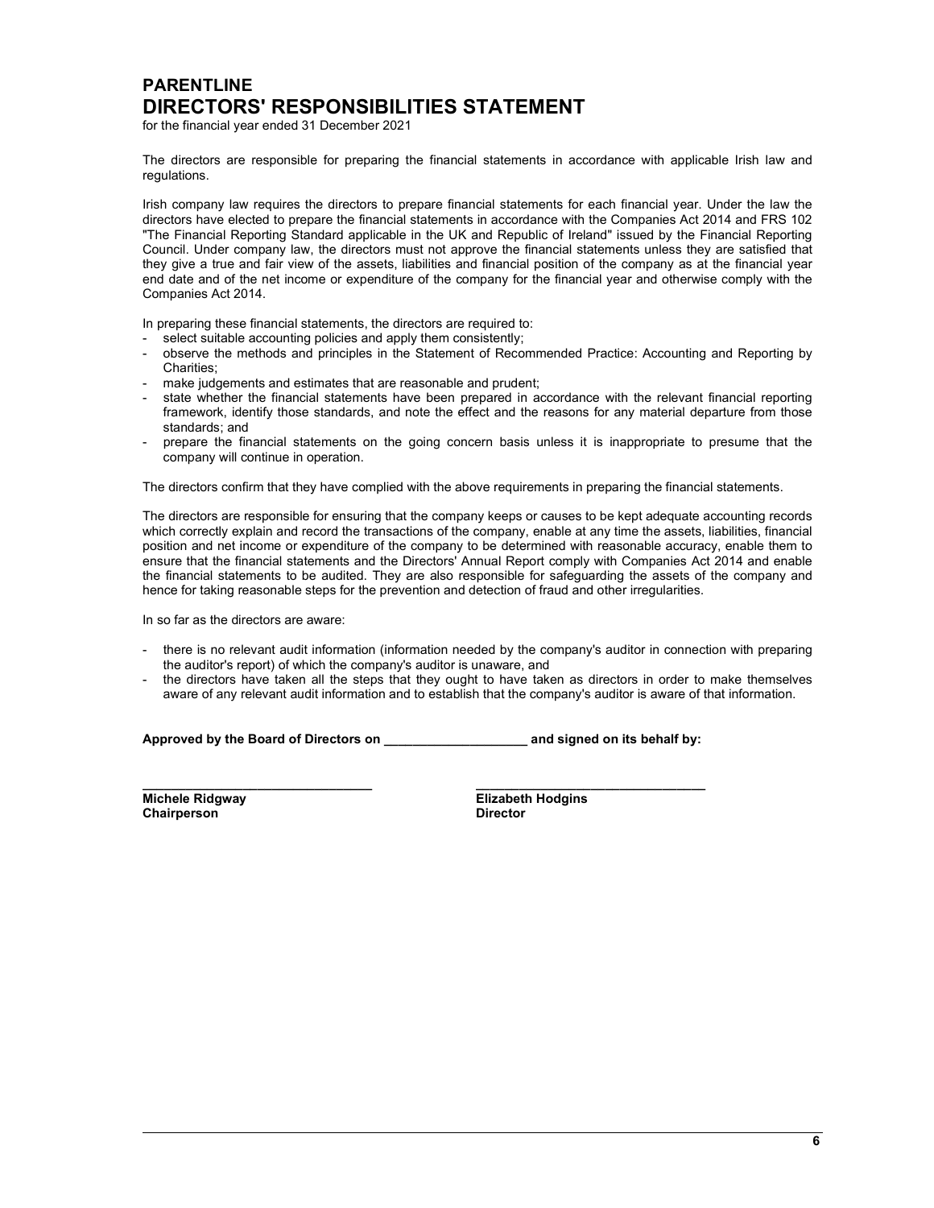# PARENTLINE
# DIRECTORS' RESPONSIBILITIES STATEMENT

for the financial year ended 31 December 2021

The directors are responsible for preparing the financial statements in accordance with applicable Irish law and regulations.

Irish company law requires the directors to prepare financial statements for each financial year. Under the law the directors have elected to prepare the financial statements in accordance with the Companies Act 2014 and FRS 102 "The Financial Reporting Standard applicable in the UK and Republic of Ireland" issued by the Financial Reporting Council. Under company law, the directors must not approve the financial statements unless they are satisfied that they give a true and fair view of the assets, liabilities and financial position of the company as at the financial year end date and of the net income or expenditure of the company for the financial year and otherwise comply with the Companies Act 2014.

In preparing these financial statements, the directors are required to:

- select suitable accounting policies and apply them consistently;
- observe the methods and principles in the Statement of Recommended Practice: Accounting and Reporting by Charities;
- make judgements and estimates that are reasonable and prudent;
- state whether the financial statements have been prepared in accordance with the relevant financial reporting framework, identify those standards, and note the effect and the reasons for any material departure from those standards; and
- prepare the financial statements on the going concern basis unless it is inappropriate to presume that the company will continue in operation.

The directors confirm that they have complied with the above requirements in preparing the financial statements.

The directors are responsible for ensuring that the company keeps or causes to be kept adequate accounting records which correctly explain and record the transactions of the company, enable at any time the assets, liabilities, financial position and net income or expenditure of the company to be determined with reasonable accuracy, enable them to ensure that the financial statements and the Directors' Annual Report comply with Companies Act 2014 and enable the financial statements to be audited. They are also responsible for safeguarding the assets of the company and hence for taking reasonable steps for the prevention and detection of fraud and other irregularities.

In so far as the directors are aware:

- there is no relevant audit information (information needed by the company's auditor in connection with preparing the auditor's report) of which the company's auditor is unaware, and
- the directors have taken all the steps that they ought to have taken as directors in order to make themselves aware of any relevant audit information and to establish that the company's auditor is aware of that information.

**Approved by the Board of Directors on ____________________ and signed on its behalf by:**

| ________________________________ | ________________________________ |
|---|---|
| **Michele Ridgway** | **Elizabeth Hodgins** |
| **Chairperson** | **Director** |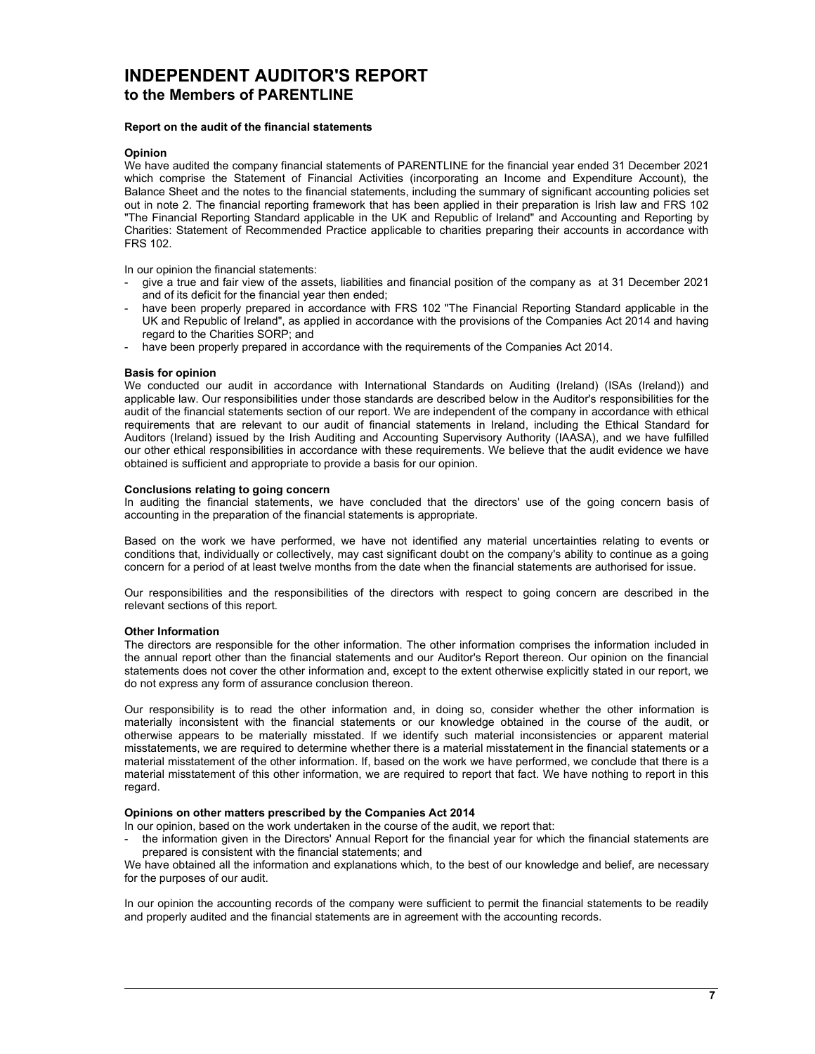# INDEPENDENT AUDITOR'S REPORT
## to the Members of PARENTLINE

**Report on the audit of the financial statements**

**Opinion**

We have audited the company financial statements of PARENTLINE for the financial year ended 31 December 2021 which comprise the Statement of Financial Activities (incorporating an Income and Expenditure Account), the Balance Sheet and the notes to the financial statements, including the summary of significant accounting policies set out in note 2. The financial reporting framework that has been applied in their preparation is Irish law and FRS 102 "The Financial Reporting Standard applicable in the UK and Republic of Ireland" and Accounting and Reporting by Charities: Statement of Recommended Practice applicable to charities preparing their accounts in accordance with FRS 102.

In our opinion the financial statements:

- give a true and fair view of the assets, liabilities and financial position of the company as at 31 December 2021 and of its deficit for the financial year then ended;
- have been properly prepared in accordance with FRS 102 "The Financial Reporting Standard applicable in the UK and Republic of Ireland", as applied in accordance with the provisions of the Companies Act 2014 and having regard to the Charities SORP; and
- have been properly prepared in accordance with the requirements of the Companies Act 2014.

**Basis for opinion**

We conducted our audit in accordance with International Standards on Auditing (Ireland) (ISAs (Ireland)) and applicable law. Our responsibilities under those standards are described below in the Auditor's responsibilities for the audit of the financial statements section of our report. We are independent of the company in accordance with ethical requirements that are relevant to our audit of financial statements in Ireland, including the Ethical Standard for Auditors (Ireland) issued by the Irish Auditing and Accounting Supervisory Authority (IAASA), and we have fulfilled our other ethical responsibilities in accordance with these requirements. We believe that the audit evidence we have obtained is sufficient and appropriate to provide a basis for our opinion.

**Conclusions relating to going concern**

In auditing the financial statements, we have concluded that the directors' use of the going concern basis of accounting in the preparation of the financial statements is appropriate.

Based on the work we have performed, we have not identified any material uncertainties relating to events or conditions that, individually or collectively, may cast significant doubt on the company's ability to continue as a going concern for a period of at least twelve months from the date when the financial statements are authorised for issue.

Our responsibilities and the responsibilities of the directors with respect to going concern are described in the relevant sections of this report.

**Other Information**

The directors are responsible for the other information. The other information comprises the information included in the annual report other than the financial statements and our Auditor's Report thereon. Our opinion on the financial statements does not cover the other information and, except to the extent otherwise explicitly stated in our report, we do not express any form of assurance conclusion thereon.

Our responsibility is to read the other information and, in doing so, consider whether the other information is materially inconsistent with the financial statements or our knowledge obtained in the course of the audit, or otherwise appears to be materially misstated. If we identify such material inconsistencies or apparent material misstatements, we are required to determine whether there is a material misstatement in the financial statements or a material misstatement of the other information. If, based on the work we have performed, we conclude that there is a material misstatement of this other information, we are required to report that fact. We have nothing to report in this regard.

**Opinions on other matters prescribed by the Companies Act 2014**

In our opinion, based on the work undertaken in the course of the audit, we report that:

- the information given in the Directors' Annual Report for the financial year for which the financial statements are prepared is consistent with the financial statements; and

We have obtained all the information and explanations which, to the best of our knowledge and belief, are necessary for the purposes of our audit.

In our opinion the accounting records of the company were sufficient to permit the financial statements to be readily and properly audited and the financial statements are in agreement with the accounting records.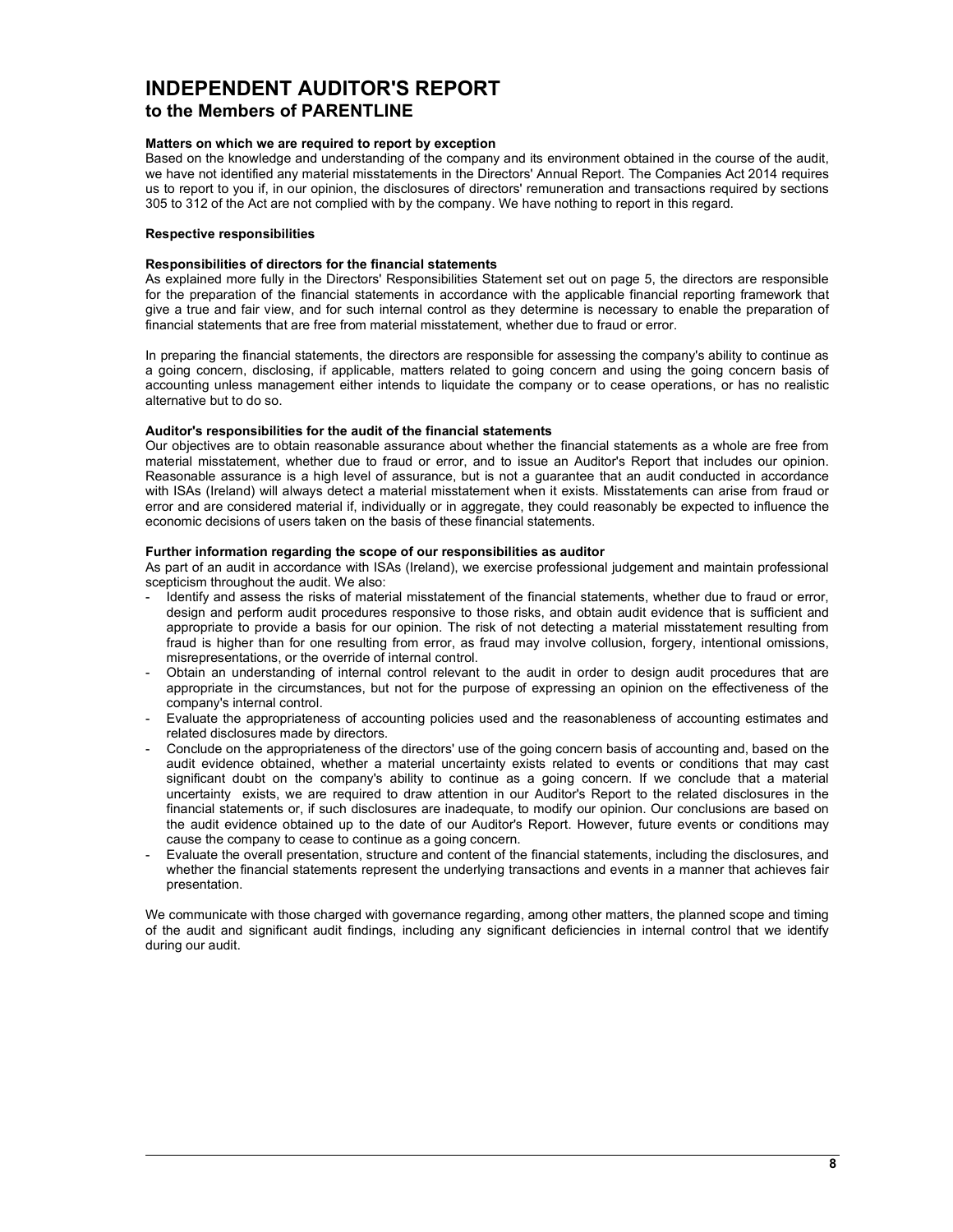# INDEPENDENT AUDITOR'S REPORT
## to the Members of PARENTLINE

**Matters on which we are required to report by exception**

Based on the knowledge and understanding of the company and its environment obtained in the course of the audit, we have not identified any material misstatements in the Directors' Annual Report. The Companies Act 2014 requires us to report to you if, in our opinion, the disclosures of directors' remuneration and transactions required by sections 305 to 312 of the Act are not complied with by the company. We have nothing to report in this regard.

**Respective responsibilities**

**Responsibilities of directors for the financial statements**

As explained more fully in the Directors' Responsibilities Statement set out on page 5, the directors are responsible for the preparation of the financial statements in accordance with the applicable financial reporting framework that give a true and fair view, and for such internal control as they determine is necessary to enable the preparation of financial statements that are free from material misstatement, whether due to fraud or error.

In preparing the financial statements, the directors are responsible for assessing the company's ability to continue as a going concern, disclosing, if applicable, matters related to going concern and using the going concern basis of accounting unless management either intends to liquidate the company or to cease operations, or has no realistic alternative but to do so.

**Auditor's responsibilities for the audit of the financial statements**

Our objectives are to obtain reasonable assurance about whether the financial statements as a whole are free from material misstatement, whether due to fraud or error, and to issue an Auditor's Report that includes our opinion. Reasonable assurance is a high level of assurance, but is not a guarantee that an audit conducted in accordance with ISAs (Ireland) will always detect a material misstatement when it exists. Misstatements can arise from fraud or error and are considered material if, individually or in aggregate, they could reasonably be expected to influence the economic decisions of users taken on the basis of these financial statements.

**Further information regarding the scope of our responsibilities as auditor**

As part of an audit in accordance with ISAs (Ireland), we exercise professional judgement and maintain professional scepticism throughout the audit. We also:

- Identify and assess the risks of material misstatement of the financial statements, whether due to fraud or error, design and perform audit procedures responsive to those risks, and obtain audit evidence that is sufficient and appropriate to provide a basis for our opinion. The risk of not detecting a material misstatement resulting from fraud is higher than for one resulting from error, as fraud may involve collusion, forgery, intentional omissions, misrepresentations, or the override of internal control.
- Obtain an understanding of internal control relevant to the audit in order to design audit procedures that are appropriate in the circumstances, but not for the purpose of expressing an opinion on the effectiveness of the company's internal control.
- Evaluate the appropriateness of accounting policies used and the reasonableness of accounting estimates and related disclosures made by directors.
- Conclude on the appropriateness of the directors' use of the going concern basis of accounting and, based on the audit evidence obtained, whether a material uncertainty exists related to events or conditions that may cast significant doubt on the company's ability to continue as a going concern. If we conclude that a material uncertainty exists, we are required to draw attention in our Auditor's Report to the related disclosures in the financial statements or, if such disclosures are inadequate, to modify our opinion. Our conclusions are based on the audit evidence obtained up to the date of our Auditor's Report. However, future events or conditions may cause the company to cease to continue as a going concern.
- Evaluate the overall presentation, structure and content of the financial statements, including the disclosures, and whether the financial statements represent the underlying transactions and events in a manner that achieves fair presentation.

We communicate with those charged with governance regarding, among other matters, the planned scope and timing of the audit and significant audit findings, including any significant deficiencies in internal control that we identify during our audit.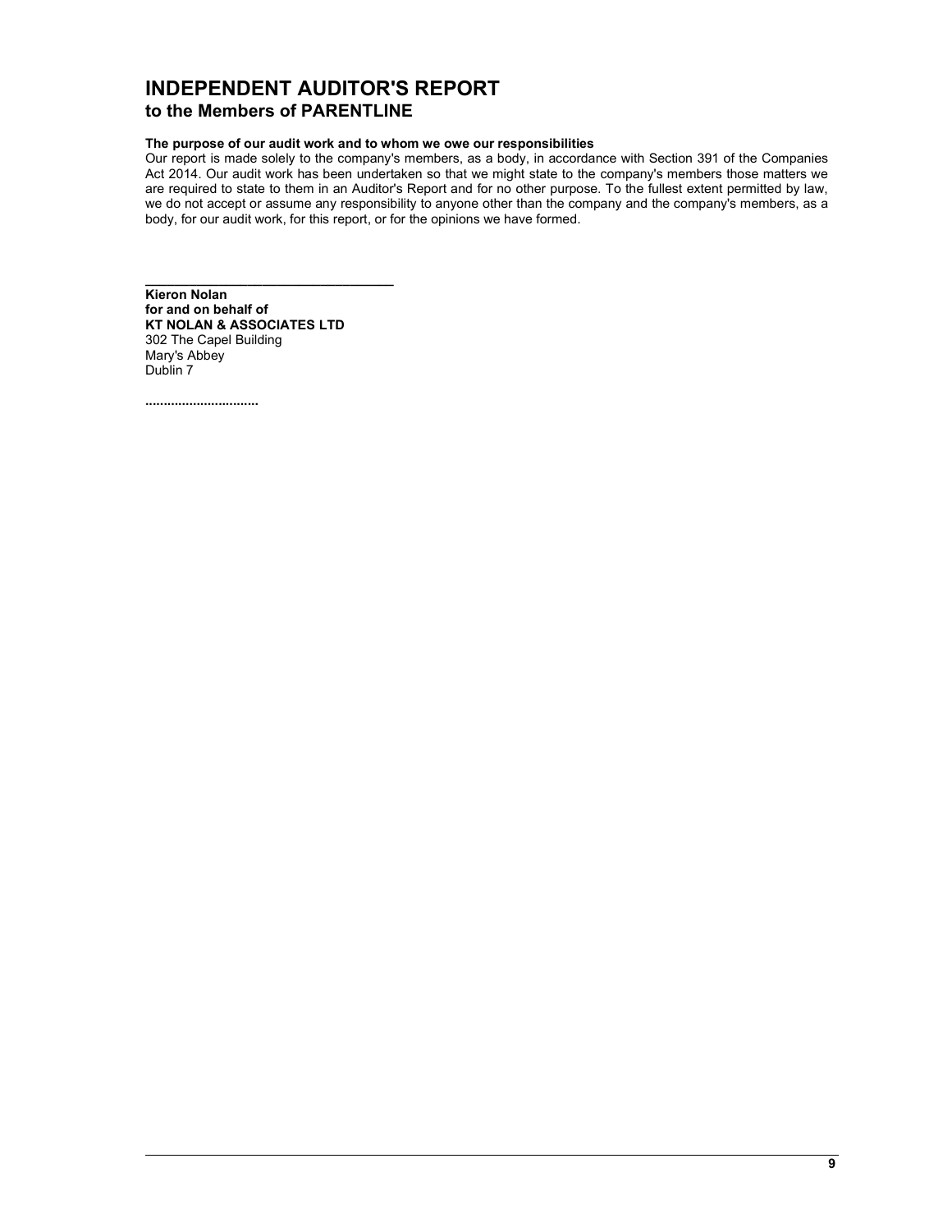# INDEPENDENT AUDITOR'S REPORT
## to the Members of PARENTLINE

**The purpose of our audit work and to whom we owe our responsibilities**
Our report is made solely to the company's members, as a body, in accordance with Section 391 of the Companies Act 2014. Our audit work has been undertaken so that we might state to the company's members those matters we are required to state to them in an Auditor's Report and for no other purpose. To the fullest extent permitted by law, we do not accept or assume any responsibility to anyone other than the company and the company's members, as a body, for our audit work, for this report, or for the opinions we have formed.

\_\_\_\_\_\_\_\_\_\_\_\_\_\_\_\_\_\_\_\_\_\_\_\_\_\_\_\_\_\_\_\_\_\_

**Kieron Nolan**
**for and on behalf of**
**KT NOLAN & ASSOCIATES LTD**
302 The Capel Building
Mary's Abbey
Dublin 7

..............................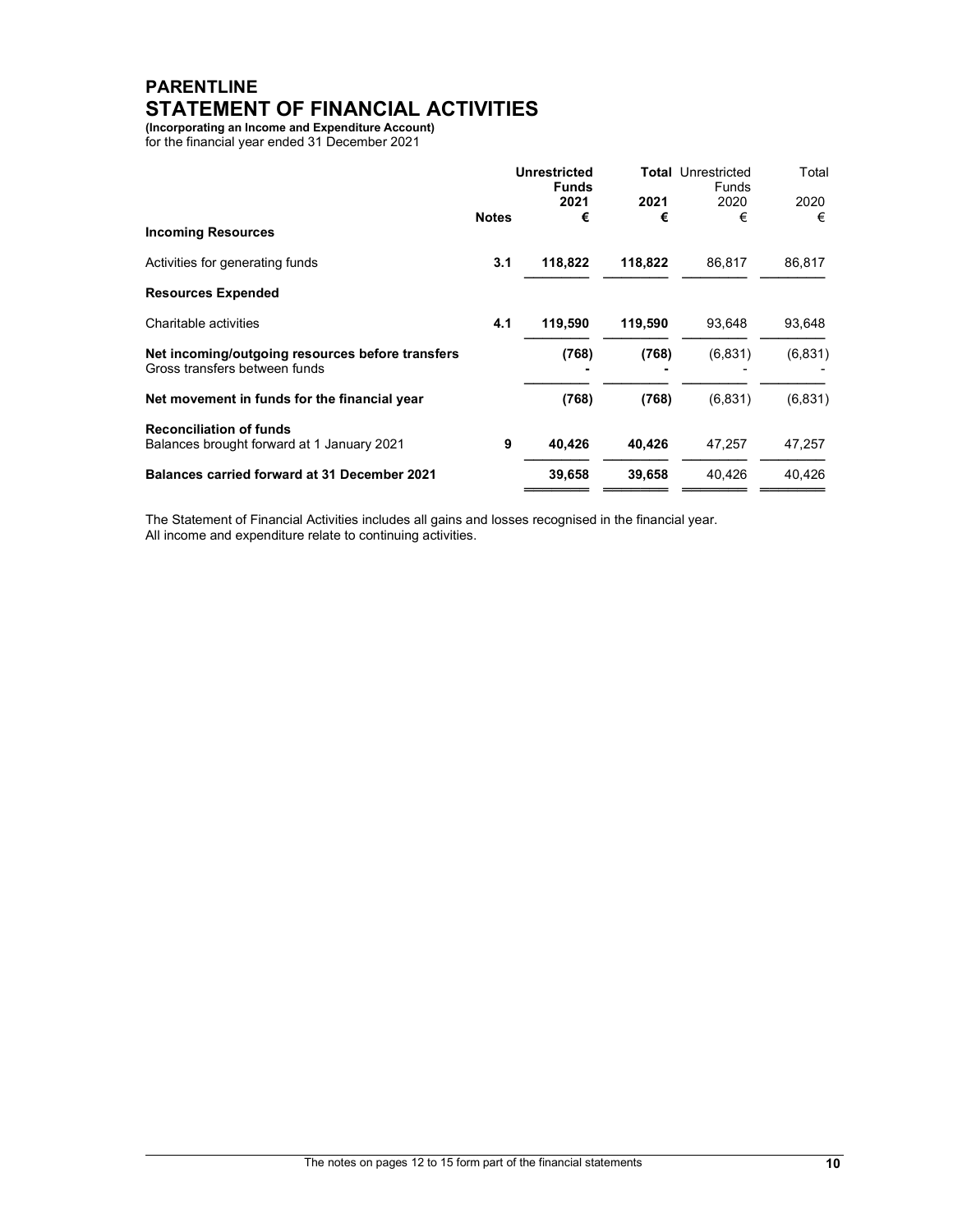# PARENTLINE

## STATEMENT OF FINANCIAL ACTIVITIES

**(Incorporating an Income and Expenditure Account)**
for the financial year ended 31 December 2021

| | Notes | Unrestricted Funds 2021 € | Total 2021 € | Unrestricted Funds 2020 € | Total 2020 € |
|---|---|---|---|---|---|
| **Incoming Resources** | | | | | |
| Activities for generating funds | **3.1** | **118,822** | **118,822** | 86,817 | 86,817 |
| **Resources Expended** | | | | | |
| Charitable activities | **4.1** | **119,590** | **119,590** | 93,648 | 93,648 |
| **Net incoming/outgoing resources before transfers** | | **(768)** | **(768)** | (6,831) | (6,831) |
| Gross transfers between funds | | **-** | **-** | - | - |
| **Net movement in funds for the financial year** | | **(768)** | **(768)** | (6,831) | (6,831) |
| **Reconciliation of funds** | | | | | |
| Balances brought forward at 1 January 2021 | **9** | **40,426** | **40,426** | 47,257 | 47,257 |
| **Balances carried forward at 31 December 2021** | | **39,658** | **39,658** | 40,426 | 40,426 |

The Statement of Financial Activities includes all gains and losses recognised in the financial year.
All income and expenditure relate to continuing activities.

The notes on pages 12 to 15 form part of the financial statements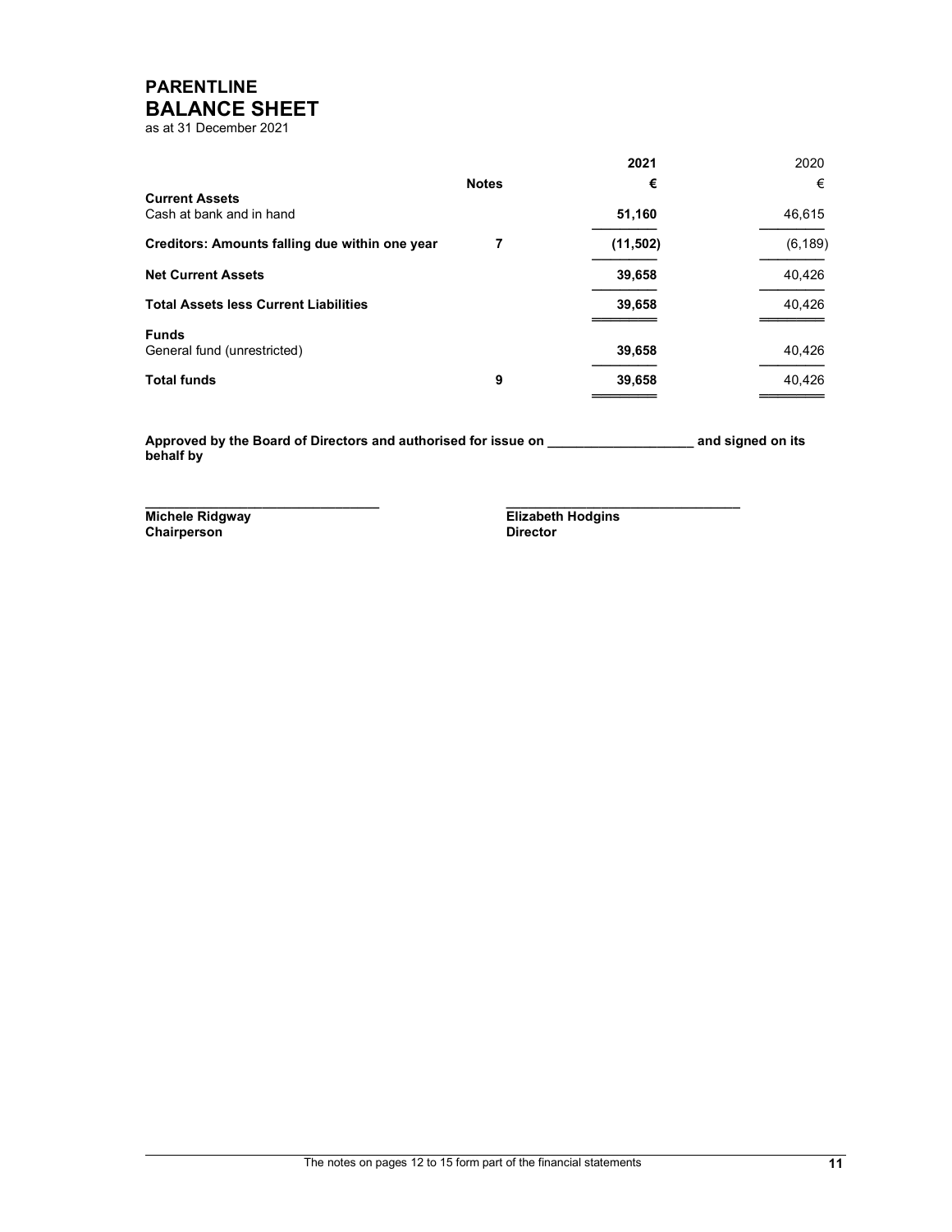# PARENTLINE

## BALANCE SHEET

as at 31 December 2021

| | Notes | 2021 € | 2020 € |
|---|---|---|---|
| **Current Assets** | | | |
| Cash at bank and in hand | | **51,160** | 46,615 |
| **Creditors: Amounts falling due within one year** | 7 | **(11,502)** | (6,189) |
| **Net Current Assets** | | **39,658** | 40,426 |
| **Total Assets less Current Liabilities** | | **39,658** | 40,426 |
| **Funds** | | | |
| General fund (unrestricted) | | **39,658** | 40,426 |
| **Total funds** | 9 | **39,658** | 40,426 |

**Approved by the Board of Directors and authorised for issue on ____________________ and signed on its behalf by**

________________________________
**Michele Ridgway**
**Chairperson**

________________________________
**Elizabeth Hodgins**
**Director**

The notes on pages 12 to 15 form part of the financial statements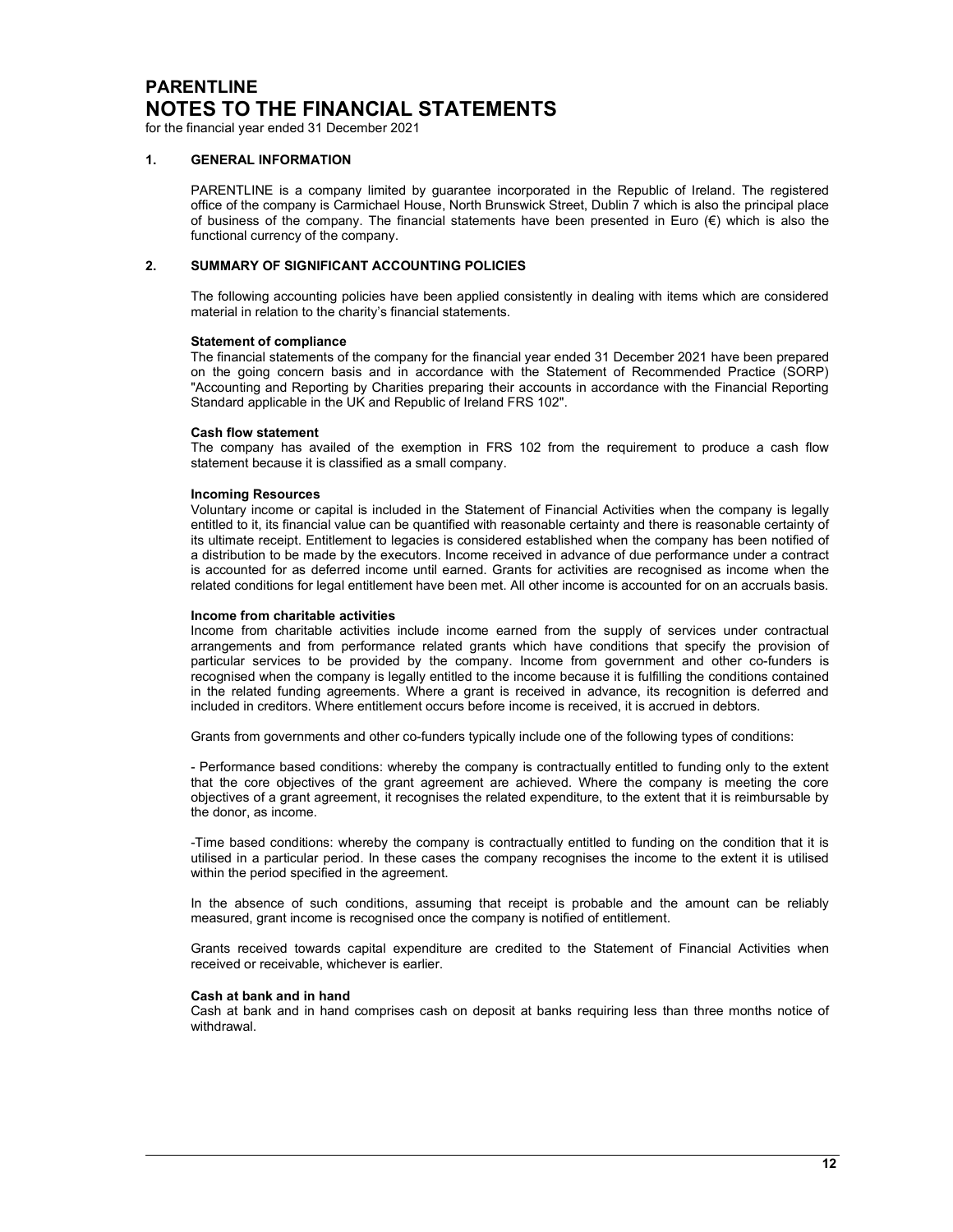# PARENTLINE
# NOTES TO THE FINANCIAL STATEMENTS

for the financial year ended 31 December 2021

## 1. GENERAL INFORMATION

PARENTLINE is a company limited by guarantee incorporated in the Republic of Ireland. The registered office of the company is Carmichael House, North Brunswick Street, Dublin 7 which is also the principal place of business of the company. The financial statements have been presented in Euro (€) which is also the functional currency of the company.

## 2. SUMMARY OF SIGNIFICANT ACCOUNTING POLICIES

The following accounting policies have been applied consistently in dealing with items which are considered material in relation to the charity's financial statements.

**Statement of compliance**
The financial statements of the company for the financial year ended 31 December 2021 have been prepared on the going concern basis and in accordance with the Statement of Recommended Practice (SORP) "Accounting and Reporting by Charities preparing their accounts in accordance with the Financial Reporting Standard applicable in the UK and Republic of Ireland FRS 102".

**Cash flow statement**
The company has availed of the exemption in FRS 102 from the requirement to produce a cash flow statement because it is classified as a small company.

**Incoming Resources**
Voluntary income or capital is included in the Statement of Financial Activities when the company is legally entitled to it, its financial value can be quantified with reasonable certainty and there is reasonable certainty of its ultimate receipt. Entitlement to legacies is considered established when the company has been notified of a distribution to be made by the executors. Income received in advance of due performance under a contract is accounted for as deferred income until earned. Grants for activities are recognised as income when the related conditions for legal entitlement have been met. All other income is accounted for on an accruals basis.

**Income from charitable activities**
Income from charitable activities include income earned from the supply of services under contractual arrangements and from performance related grants which have conditions that specify the provision of particular services to be provided by the company. Income from government and other co-funders is recognised when the company is legally entitled to the income because it is fulfilling the conditions contained in the related funding agreements. Where a grant is received in advance, its recognition is deferred and included in creditors. Where entitlement occurs before income is received, it is accrued in debtors.

Grants from governments and other co-funders typically include one of the following types of conditions:

- Performance based conditions: whereby the company is contractually entitled to funding only to the extent that the core objectives of the grant agreement are achieved. Where the company is meeting the core objectives of a grant agreement, it recognises the related expenditure, to the extent that it is reimbursable by the donor, as income.

-Time based conditions: whereby the company is contractually entitled to funding on the condition that it is utilised in a particular period. In these cases the company recognises the income to the extent it is utilised within the period specified in the agreement.

In the absence of such conditions, assuming that receipt is probable and the amount can be reliably measured, grant income is recognised once the company is notified of entitlement.

Grants received towards capital expenditure are credited to the Statement of Financial Activities when received or receivable, whichever is earlier.

**Cash at bank and in hand**
Cash at bank and in hand comprises cash on deposit at banks requiring less than three months notice of withdrawal.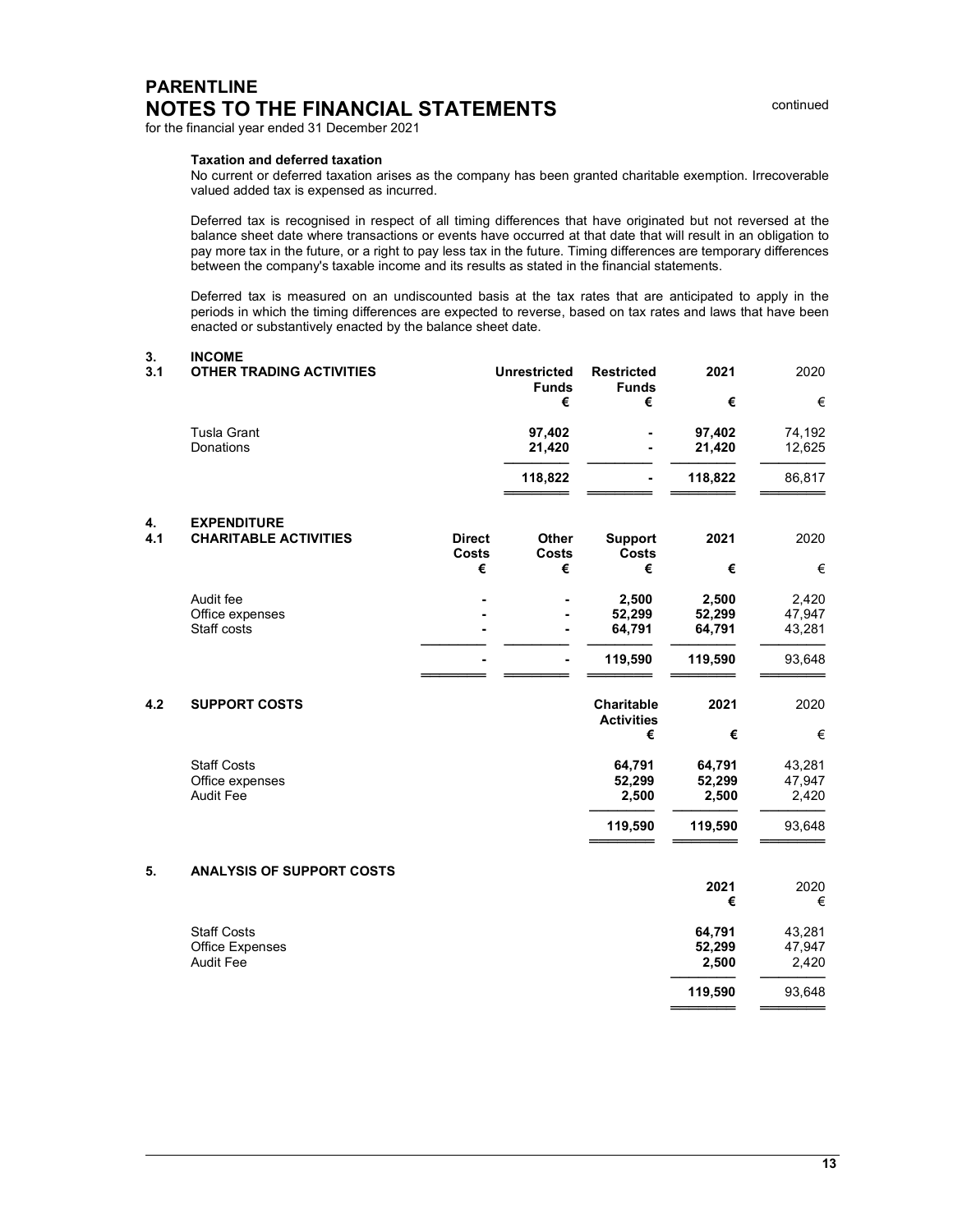# PARENTLINE
# NOTES TO THE FINANCIAL STATEMENTS

continued

for the financial year ended 31 December 2021

**Taxation and deferred taxation**

No current or deferred taxation arises as the company has been granted charitable exemption. Irrecoverable valued added tax is expensed as incurred.

Deferred tax is recognised in respect of all timing differences that have originated but not reversed at the balance sheet date where transactions or events have occurred at that date that will result in an obligation to pay more tax in the future, or a right to pay less tax in the future. Timing differences are temporary differences between the company's taxable income and its results as stated in the financial statements.

Deferred tax is measured on an undiscounted basis at the tax rates that are anticipated to apply in the periods in which the timing differences are expected to reverse, based on tax rates and laws that have been enacted or substantively enacted by the balance sheet date.

## 3. INCOME

### 3.1 OTHER TRADING ACTIVITIES

| | Unrestricted Funds € | Restricted Funds € | 2021 € | 2020 € |
|---|---|---|---|---|
| Tusla Grant | 97,402 | - | 97,402 | 74,192 |
| Donations | 21,420 | - | 21,420 | 12,625 |
| | 118,822 | - | 118,822 | 86,817 |

## 4. EXPENDITURE

### 4.1 CHARITABLE ACTIVITIES

| | Direct Costs € | Other Costs € | Support Costs € | 2021 € | 2020 € |
|---|---|---|---|---|---|
| Audit fee | - | - | 2,500 | 2,500 | 2,420 |
| Office expenses | - | - | 52,299 | 52,299 | 47,947 |
| Staff costs | - | - | 64,791 | 64,791 | 43,281 |
| | - | - | 119,590 | 119,590 | 93,648 |

### 4.2 SUPPORT COSTS

| | Charitable Activities € | 2021 € | 2020 € |
|---|---|---|---|
| Staff Costs | 64,791 | 64,791 | 43,281 |
| Office expenses | 52,299 | 52,299 | 47,947 |
| Audit Fee | 2,500 | 2,500 | 2,420 |
| | 119,590 | 119,590 | 93,648 |

## 5. ANALYSIS OF SUPPORT COSTS

| | 2021 € | 2020 € |
|---|---|---|
| Staff Costs | 64,791 | 43,281 |
| Office Expenses | 52,299 | 47,947 |
| Audit Fee | 2,500 | 2,420 |
| | 119,590 | 93,648 |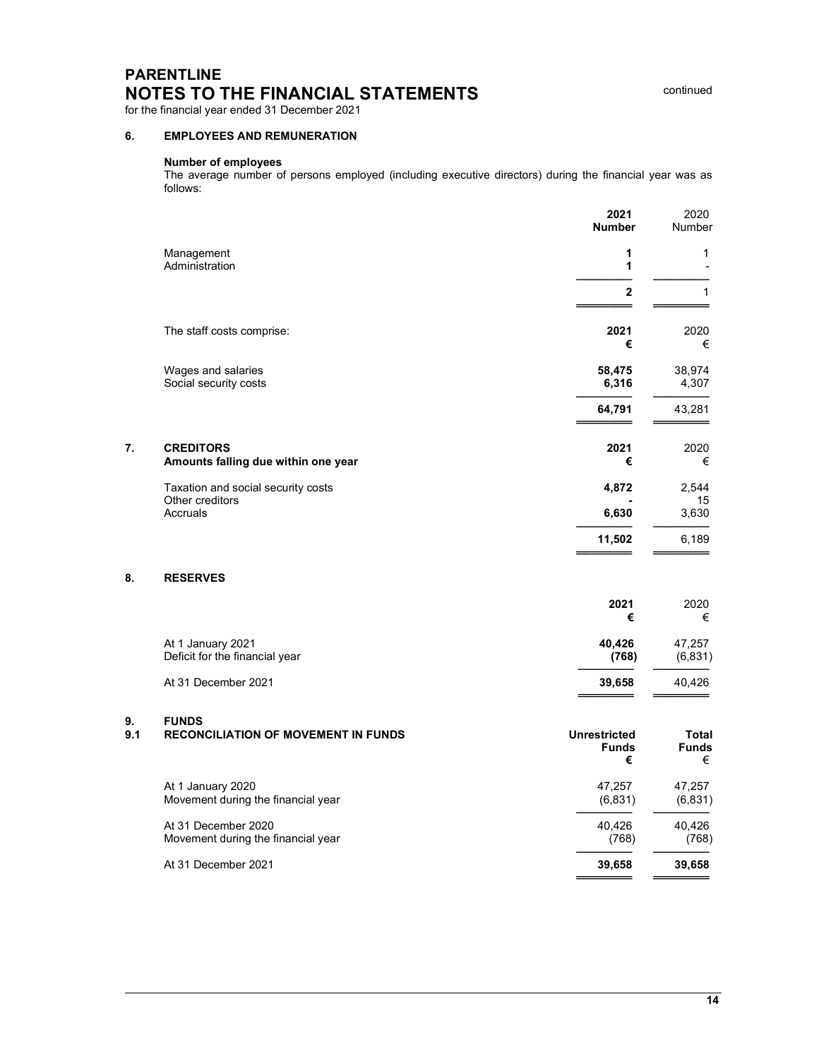# PARENTLINE
# NOTES TO THE FINANCIAL STATEMENTS

continued

for the financial year ended 31 December 2021

## 6. EMPLOYEES AND REMUNERATION

**Number of employees**

The average number of persons employed (including executive directors) during the financial year was as follows:

| | 2021 Number | 2020 Number |
|---|---|---|
| Management | 1 | 1 |
| Administration | 1 | - |
| | **2** | 1 |

| The staff costs comprise: | 2021 € | 2020 € |
|---|---|---|
| Wages and salaries | 58,475 | 38,974 |
| Social security costs | 6,316 | 4,307 |
| | **64,791** | 43,281 |

## 7. CREDITORS

| Amounts falling due within one year | 2021 € | 2020 € |
|---|---|---|
| Taxation and social security costs | 4,872 | 2,544 |
| Other creditors | - | 15 |
| Accruals | 6,630 | 3,630 |
| | **11,502** | 6,189 |

## 8. RESERVES

| | 2021 € | 2020 € |
|---|---|---|
| At 1 January 2021 | 40,426 | 47,257 |
| Deficit for the financial year | (768) | (6,831) |
| At 31 December 2021 | **39,658** | 40,426 |

## 9. FUNDS

### 9.1 RECONCILIATION OF MOVEMENT IN FUNDS

| | Unrestricted Funds € | Total Funds € |
|---|---|---|
| At 1 January 2020 | 47,257 | 47,257 |
| Movement during the financial year | (6,831) | (6,831) |
| At 31 December 2020 | 40,426 | 40,426 |
| Movement during the financial year | (768) | (768) |
| At 31 December 2021 | **39,658** | **39,658** |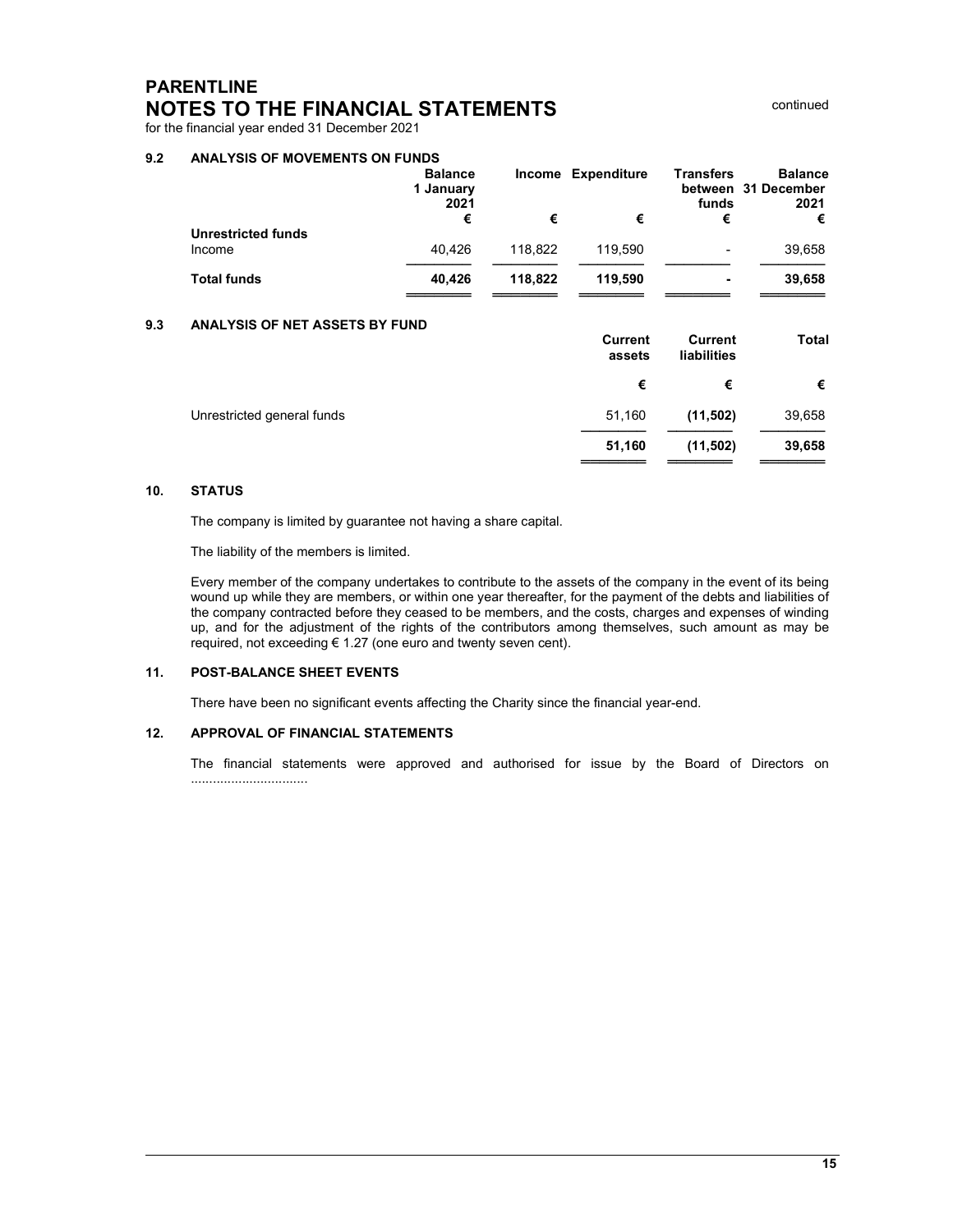# PARENTLINE
# NOTES TO THE FINANCIAL STATEMENTS

continued

for the financial year ended 31 December 2021

### 9.2 ANALYSIS OF MOVEMENTS ON FUNDS

| | Balance 1 January 2021 | Income | Expenditure | Transfers between funds | Balance 31 December 2021 |
|---|---|---|---|---|---|
| | € | € | € | € | € |
| **Unrestricted funds** | | | | | |
| Income | 40,426 | 118,822 | 119,590 | - | 39,658 |
| **Total funds** | **40,426** | **118,822** | **119,590** | **-** | **39,658** |

### 9.3 ANALYSIS OF NET ASSETS BY FUND

| | Current assets | Current liabilities | Total |
|---|---|---|---|
| | € | € | € |
| Unrestricted general funds | 51,160 | **(11,502)** | 39,658 |
| | **51,160** | **(11,502)** | **39,658** |

### 10. STATUS

The company is limited by guarantee not having a share capital.

The liability of the members is limited.

Every member of the company undertakes to contribute to the assets of the company in the event of its being wound up while they are members, or within one year thereafter, for the payment of the debts and liabilities of the company contracted before they ceased to be members, and the costs, charges and expenses of winding up, and for the adjustment of the rights of the contributors among themselves, such amount as may be required, not exceeding € 1.27 (one euro and twenty seven cent).

### 11. POST-BALANCE SHEET EVENTS

There have been no significant events affecting the Charity since the financial year-end.

### 12. APPROVAL OF FINANCIAL STATEMENTS

The financial statements were approved and authorised for issue by the Board of Directors on ................................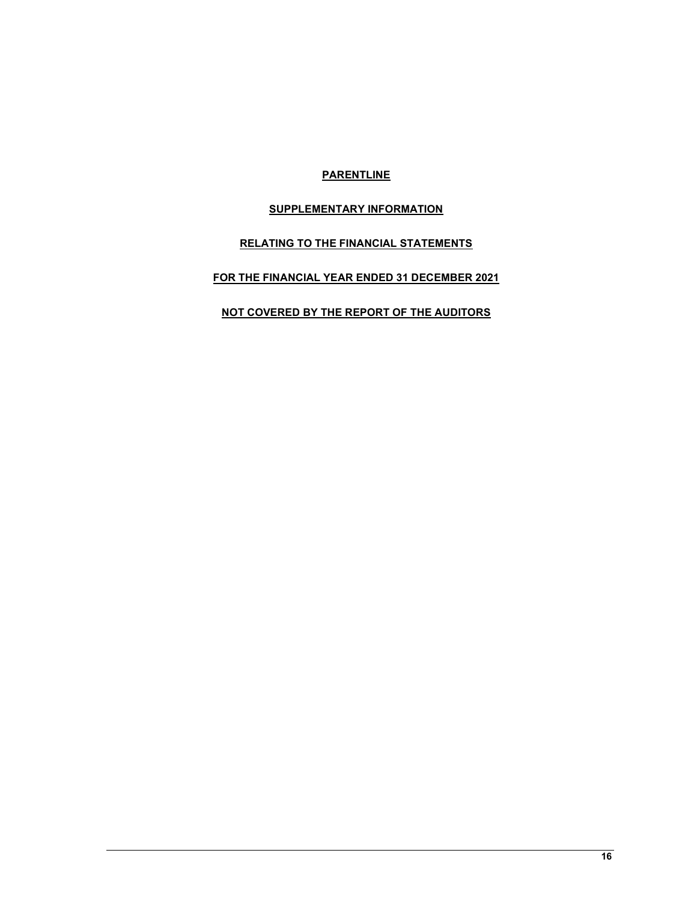# PARENTLINE

## SUPPLEMENTARY INFORMATION

## RELATING TO THE FINANCIAL STATEMENTS

## FOR THE FINANCIAL YEAR ENDED 31 DECEMBER 2021

## NOT COVERED BY THE REPORT OF THE AUDITORS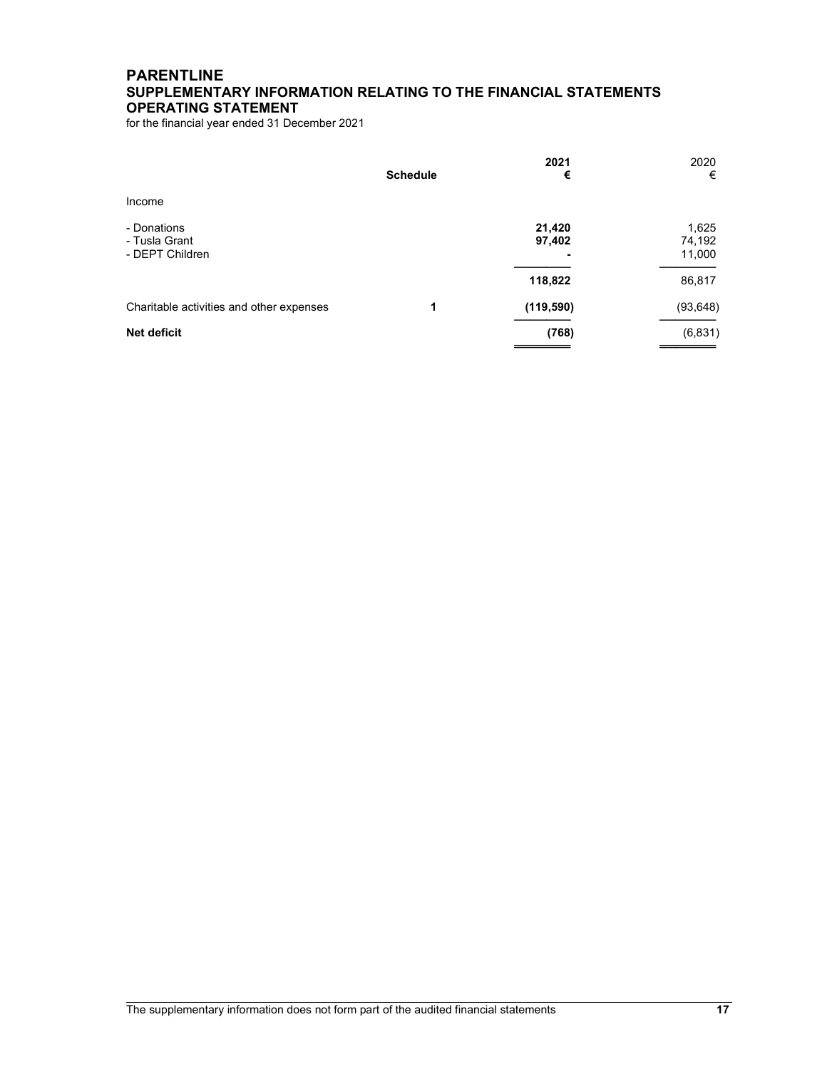# PARENTLINE
## SUPPLEMENTARY INFORMATION RELATING TO THE FINANCIAL STATEMENTS
## OPERATING STATEMENT

for the financial year ended 31 December 2021

| | Schedule | 2021 € | 2020 € |
|---|---|---|---|
| Income | | | |
| - Donations | | **21,420** | 1,625 |
| - Tusla Grant | | **97,402** | 74,192 |
| - DEPT Children | | **-** | 11,000 |
| | | **118,822** | 86,817 |
| Charitable activities and other expenses | 1 | **(119,590)** | (93,648) |
| **Net deficit** | | **(768)** | (6,831) |

The supplementary information does not form part of the audited financial statements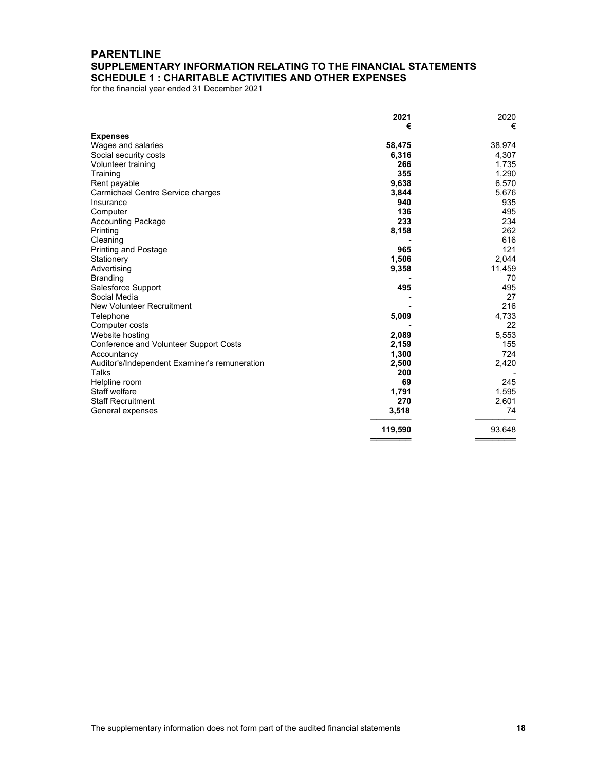# PARENTLINE

## SUPPLEMENTARY INFORMATION RELATING TO THE FINANCIAL STATEMENTS

## SCHEDULE 1 : CHARITABLE ACTIVITIES AND OTHER EXPENSES

for the financial year ended 31 December 2021

| | 2021 | 2020 |
|---|---|---|
| | € | € |
| **Expenses** | | |
| Wages and salaries | **58,475** | 38,974 |
| Social security costs | **6,316** | 4,307 |
| Volunteer training | **266** | 1,735 |
| Training | **355** | 1,290 |
| Rent payable | **9,638** | 6,570 |
| Carmichael Centre Service charges | **3,844** | 5,676 |
| Insurance | **940** | 935 |
| Computer | **136** | 495 |
| Accounting Package | **233** | 234 |
| Printing | **8,158** | 262 |
| Cleaning | **-** | 616 |
| Printing and Postage | **965** | 121 |
| Stationery | **1,506** | 2,044 |
| Advertising | **9,358** | 11,459 |
| Branding | **-** | 70 |
| Salesforce Support | **495** | 495 |
| Social Media | **-** | 27 |
| New Volunteer Recruitment | **-** | 216 |
| Telephone | **5,009** | 4,733 |
| Computer costs | **-** | 22 |
| Website hosting | **2,089** | 5,553 |
| Conference and Volunteer Support Costs | **2,159** | 155 |
| Accountancy | **1,300** | 724 |
| Auditor's/Independent Examiner's remuneration | **2,500** | 2,420 |
| Talks | **200** | - |
| Helpline room | **69** | 245 |
| Staff welfare | **1,791** | 1,595 |
| Staff Recruitment | **270** | 2,601 |
| General expenses | **3,518** | 74 |
| | **119,590** | 93,648 |

The supplementary information does not form part of the audited financial statements